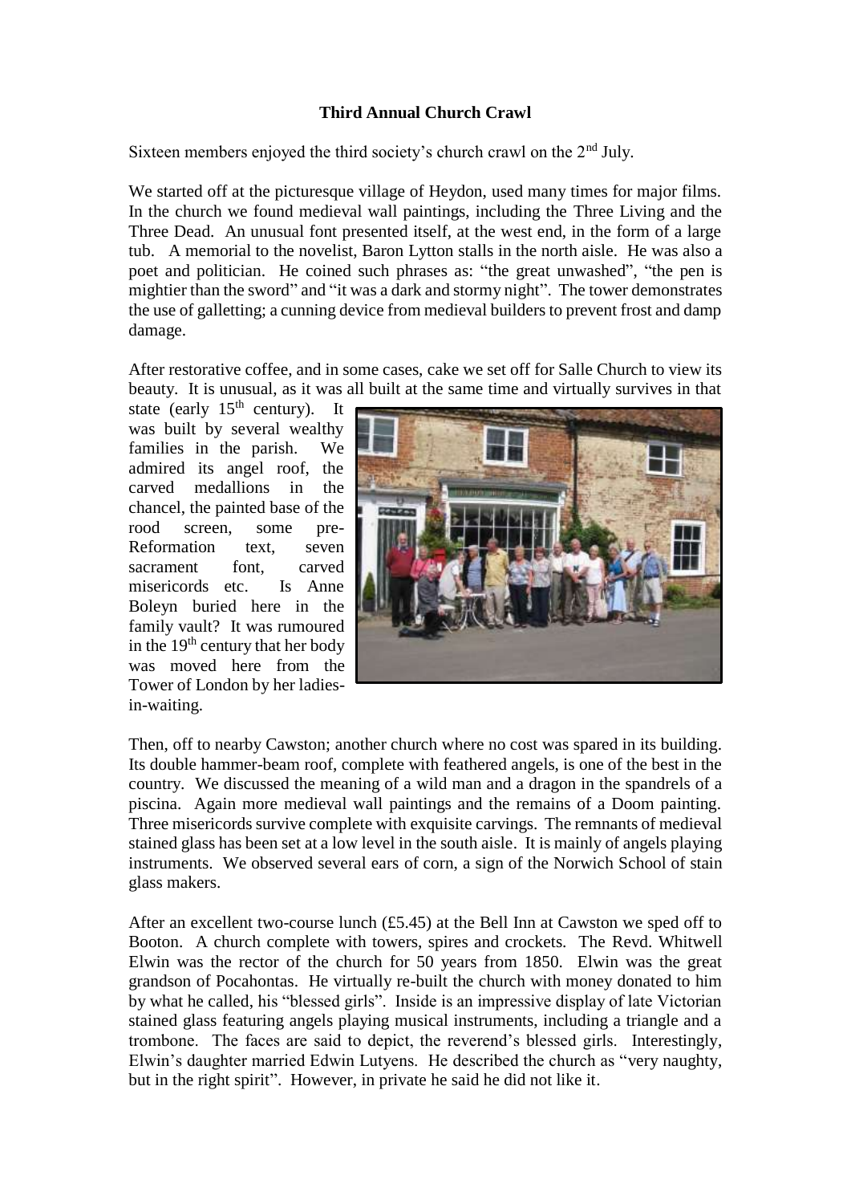# Third Annual Church Crawl

Sixteen members enjoyed the third society's church crawl on the 2nd July.

We started off at the picturesque village of Heydon, used many times for major films. In the church we found medieval wall paintings, including the Three Living and the Three Dead. An unusual font presented itself, at the west end, in the form of a large tub. A memorial to the novelist, Baron Lytton stalls in the north aisle. He was also a poet and politician. He coined such phrases as: "the great unwashed", "the pen is mightier than the sword" and "it was a dark and stormy night". The tower demonstrates the use of galletting; a cunning device from medieval builders to prevent frost and damp damage.

After restorative coffee, and in some cases, cake we set off for Salle Church to view its beauty. It is unusual, as it was all built at the same time and virtually survives in that state (early 15th century). It was built by several wealthy families in the parish. We admired its angel roof, the carved medallions in the chancel, the painted base of the rood screen, some pre-Reformation text, seven sacrament font, carved misericords etc. Is Anne Boleyn buried here in the family vault? It was rumoured in the 19th century that her body was moved here from the Tower of London by her ladies-in-waiting.

Then, off to nearby Cawston; another church where no cost was spared in its building. Its double hammer-beam roof, complete with feathered angels, is one of the best in the country. We discussed the meaning of a wild man and a dragon in the spandrels of a piscina. Again more medieval wall paintings and the remains of a Doom painting. Three misericords survive complete with exquisite carvings. The remnants of medieval stained glass has been set at a low level in the south aisle. It is mainly of angels playing instruments. We observed several ears of corn, a sign of the Norwich School of stain glass makers.

After an excellent two-course lunch (£5.45) at the Bell Inn at Cawston we sped off to Booton. A church complete with towers, spires and crockets. The Revd. Whitwell Elwin was the rector of the church for 50 years from 1850. Elwin was the great grandson of Pocahontas. He virtually re-built the church with money donated to him by what he called, his "blessed girls". Inside is an impressive display of late Victorian stained glass featuring angels playing musical instruments, including a triangle and a trombone. The faces are said to depict, the reverend's blessed girls. Interestingly, Elwin's daughter married Edwin Lutyens. He described the church as "very naughty, but in the right spirit". However, in private he said he did not like it.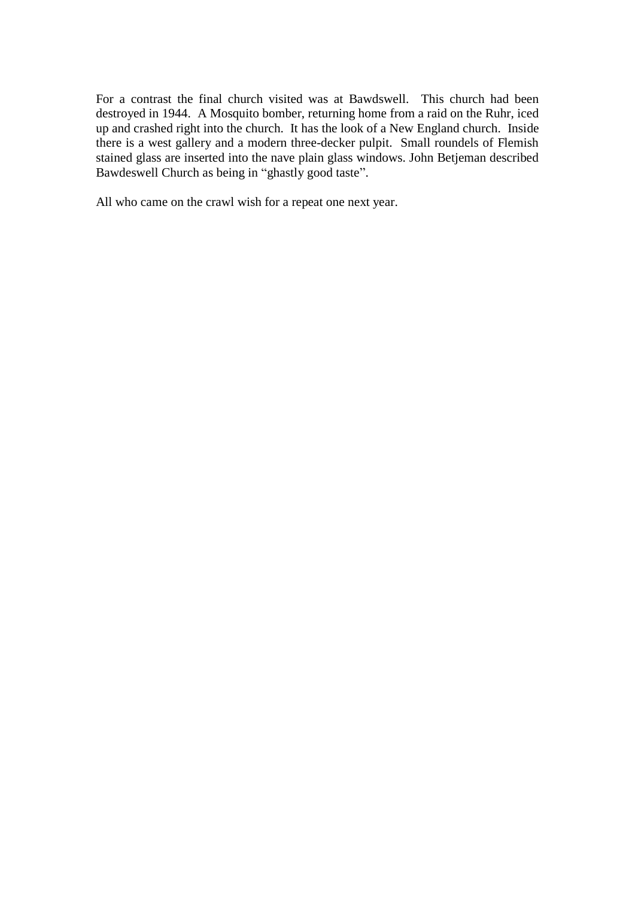For a contrast the final church visited was at Bawdswell. This church had been destroyed in 1944. A Mosquito bomber, returning home from a raid on the Ruhr, iced up and crashed right into the church. It has the look of a New England church. Inside there is a west gallery and a modern three-decker pulpit. Small roundels of Flemish stained glass are inserted into the nave plain glass windows. John Betjeman described Bawdeswell Church as being in "ghastly good taste".

All who came on the crawl wish for a repeat one next year.